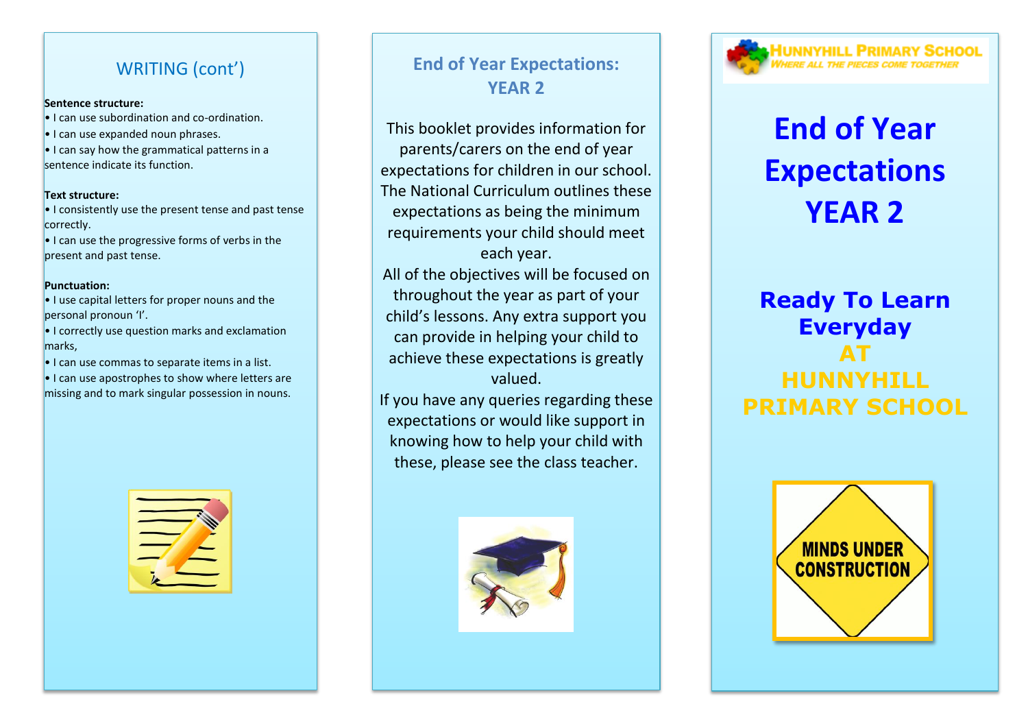## WRITING (cont')

**Sentence structure:**

- I can use subordination and co-ordination.
- I can use expanded noun phrases.
- I can say how the grammatical patterns in a sentence indicate its function.

**Text structure:**

- I consistently use the present tense and past tense correctly.
- I can use the progressive forms of verbs in the present and past tense.

**Punctuation:**

- I use capital letters for proper nouns and the personal pronoun 'I'.
- I correctly use question marks and exclamation marks,
- I can use commas to separate items in a list.
- I can use apostrophes to show where letters are missing and to mark singular possession in nouns.

## End of Year Expectations: YEAR 2

This booklet provides information for parents/carers on the end of year expectations for children in our school. The National Curriculum outlines these expectations as being the minimum requirements your child should meet each year.

All of the objectives will be focused on throughout the year as part of your child's lessons. Any extra support you can provide in helping your child to achieve these expectations is greatly valued.

If you have any queries regarding these expectations or would like support in knowing how to help your child with these, please see the class teacher.

**HUNNYHILL PRIMARY SCHOOL**
*WHERE ALL THE PIECES COME TOGETHER*

# End of Year Expectations YEAR 2

**Ready To Learn Everyday AT HUNNYHILL PRIMARY SCHOOL**

MINDS UNDER CONSTRUCTION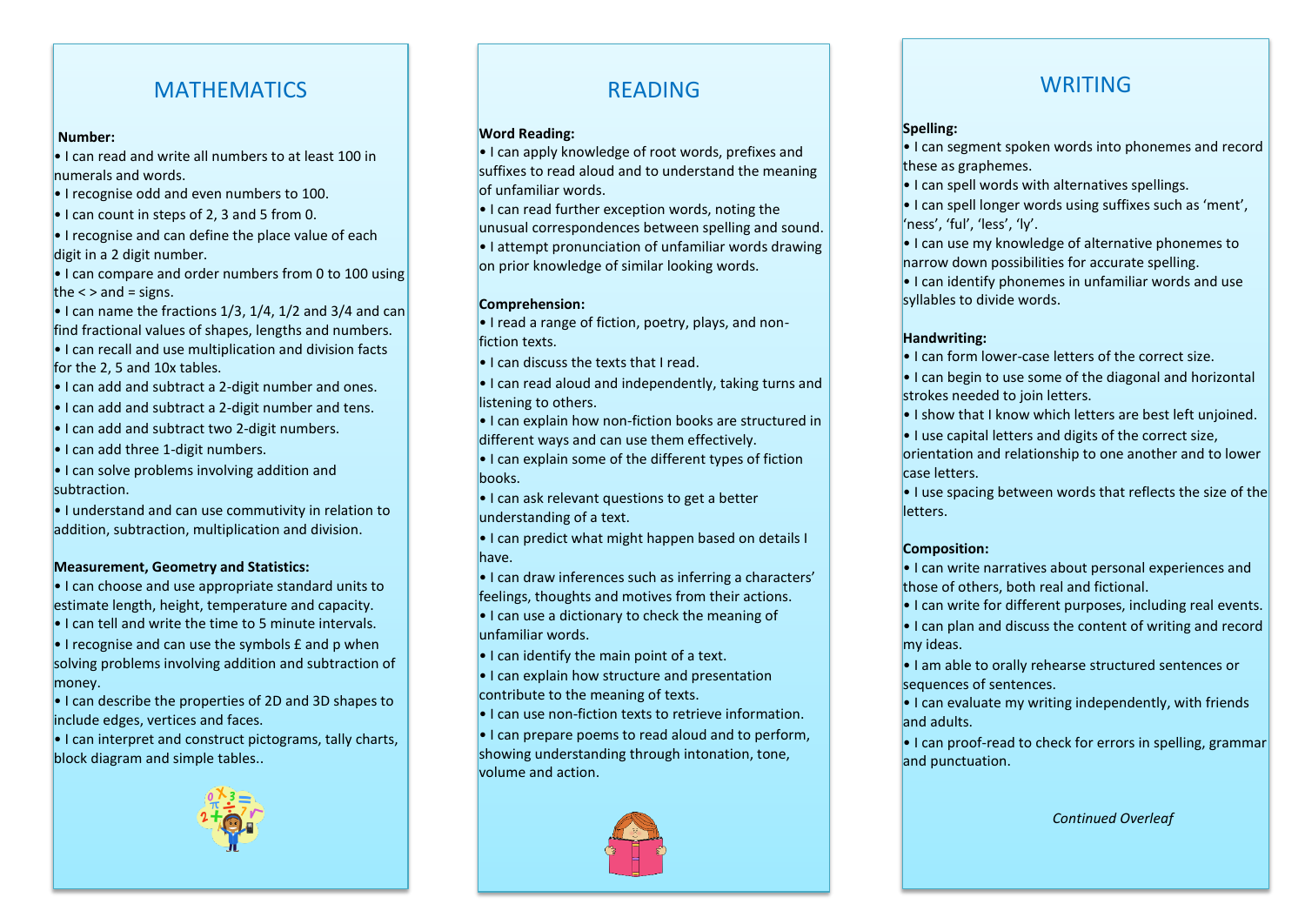## MATHEMATICS

**Number:**

- I can read and write all numbers to at least 100 in numerals and words.
- I recognise odd and even numbers to 100.
- I can count in steps of 2, 3 and 5 from 0.
- I recognise and can define the place value of each digit in a 2 digit number.
- I can compare and order numbers from 0 to 100 using the < > and = signs.
- I can name the fractions 1/3, 1/4, 1/2 and 3/4 and can find fractional values of shapes, lengths and numbers.
- I can recall and use multiplication and division facts for the 2, 5 and 10x tables.
- I can add and subtract a 2-digit number and ones.
- I can add and subtract a 2-digit number and tens.
- I can add and subtract two 2-digit numbers.
- I can add three 1-digit numbers.
- I can solve problems involving addition and subtraction.
- I understand and can use commutivity in relation to addition, subtraction, multiplication and division.

**Measurement, Geometry and Statistics:**

- I can choose and use appropriate standard units to estimate length, height, temperature and capacity.
- I can tell and write the time to 5 minute intervals.
- I recognise and can use the symbols £ and p when solving problems involving addition and subtraction of money.
- I can describe the properties of 2D and 3D shapes to include edges, vertices and faces.
- I can interpret and construct pictograms, tally charts, block diagram and simple tables..

## READING

**Word Reading:**

- I can apply knowledge of root words, prefixes and suffixes to read aloud and to understand the meaning of unfamiliar words.
- I can read further exception words, noting the unusual correspondences between spelling and sound.
- I attempt pronunciation of unfamiliar words drawing on prior knowledge of similar looking words.

**Comprehension:**

- I read a range of fiction, poetry, plays, and non-fiction texts.
- I can discuss the texts that I read.
- I can read aloud and independently, taking turns and listening to others.
- I can explain how non-fiction books are structured in different ways and can use them effectively.
- I can explain some of the different types of fiction books.
- I can ask relevant questions to get a better understanding of a text.
- I can predict what might happen based on details I have.
- I can draw inferences such as inferring a characters' feelings, thoughts and motives from their actions.
- I can use a dictionary to check the meaning of unfamiliar words.
- I can identify the main point of a text.
- I can explain how structure and presentation contribute to the meaning of texts.
- I can use non-fiction texts to retrieve information.
- I can prepare poems to read aloud and to perform, showing understanding through intonation, tone, volume and action.

## WRITING

**Spelling:**

- I can segment spoken words into phonemes and record these as graphemes.
- I can spell words with alternatives spellings.
- I can spell longer words using suffixes such as 'ment', 'ness', 'ful', 'less', 'ly'.
- I can use my knowledge of alternative phonemes to narrow down possibilities for accurate spelling.
- I can identify phonemes in unfamiliar words and use syllables to divide words.

**Handwriting:**

- I can form lower-case letters of the correct size.
- I can begin to use some of the diagonal and horizontal strokes needed to join letters.
- I show that I know which letters are best left unjoined.
- I use capital letters and digits of the correct size, orientation and relationship to one another and to lower case letters.
- I use spacing between words that reflects the size of the letters.

**Composition:**

- I can write narratives about personal experiences and those of others, both real and fictional.
- I can write for different purposes, including real events.
- I can plan and discuss the content of writing and record my ideas.
- I am able to orally rehearse structured sentences or sequences of sentences.
- I can evaluate my writing independently, with friends and adults.
- I can proof-read to check for errors in spelling, grammar and punctuation.

*Continued Overleaf*